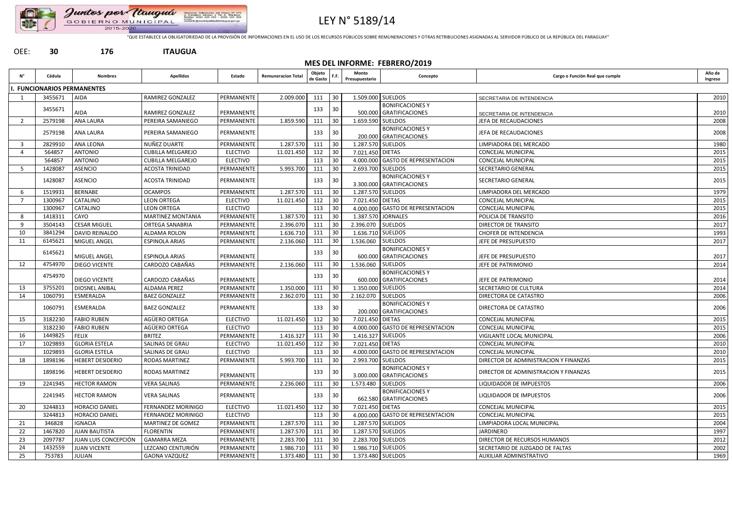# LEY N° 5189/14

"QUE ESTABLECE LA OBLIGATORIEDAD DE LA PROVISIÓN DE INFORMACIONES EN EL USO DE LOS RECURSOS PÚBLICOS SOBRE REMUNERACIONES Y OTRAS RETRIBUCIONES ASIGNADAS AL SERVIDOR PÚBLICO DE LA REPÚBLICA DEL PARAGUAY"

OEE: **30** **176** **ITAUGUA**

## MES DEL INFORME: FEBRERO/2019

| N° | Cédula | Nombres | Apellidos | Estado | Remuneracion Total | Objeto de Gasto | F.F. | Monto Presupuestario | Concepto | Cargo o Función Real que cumple | Año de Ingreso |
|---|---|---|---|---|---|---|---|---|---|---|---|
| **I. FUNCIONARIOS PERMANENTES** | | | | | | | | | | | |
| 1 | 3455671 | AIDA | RAMIREZ GONZALEZ | PERMANENTE | 2.009.000 | 111 | 30 | 1.509.000 | SUELDOS | SECRETARIA DE INTENDENCIA | 2010 |
| | 3455671 | AIDA | RAMIREZ GONZALEZ | PERMANENTE | | 133 | 30 | 500.000 | BONIFICACIONES Y GRATIFICACIONES | SECRETARIA DE INTENDENCIA | 2010 |
| 2 | 2579198 | ANA LAURA | PEREIRA SAMANIEGO | PERMANENTE | 1.859.590 | 111 | 30 | 1.659.590 | SUELDOS | JEFA DE RECAUDACIONES | 2008 |
| | 2579198 | ANA LAURA | PEREIRA SAMANIEGO | PERMANENTE | | 133 | 30 | 200.000 | BONIFICACIONES Y GRATIFICACIONES | JEFA DE RECAUDACIONES | 2008 |
| 3 | 2829910 | ANA LEONA | NUÑEZ DUARTE | PERMANENTE | 1.287.570 | 111 | 30 | 1.287.570 | SUELDOS | LIMPIADORA DEL MERCADO | 1980 |
| 4 | 564857 | ANTONIO | CUBILLA MELGAREJO | ELECTIVO | 11.021.450 | 112 | 30 | 7.021.450 | DIETAS | CONCEJAL MUNICIPAL | 2015 |
| | 564857 | ANTONIO | CUBILLA MELGAREJO | ELECTIVO | | 113 | 30 | 4.000.000 | GASTO DE REPRESENTACION | CONCEJAL MUNICIPAL | 2015 |
| 5 | 1428087 | ASENCIO | ACOSTA TRINIDAD | PERMANENTE | 5.993.700 | 111 | 30 | 2.693.700 | SUELDOS | SECRETARIO GENERAL | 2015 |
| | 1428087 | ASENCIO | ACOSTA TRINIDAD | PERMANENTE | | 133 | 30 | 3.300.000 | BONIFICACIONES Y GRATIFICACIONES | SECRETARIO GENERAL | 2015 |
| 6 | 1519931 | BERNABE | OCAMPOS | PERMANENTE | 1.287.570 | 111 | 30 | 1.287.570 | SUELDOS | LIMPIADORA DEL MERCADO | 1979 |
| 7 | 1300967 | CATALINO | LEON ORTEGA | ELECTIVO | 11.021.450 | 112 | 30 | 7.021.450 | DIETAS | CONCEJAL MUNICIPAL | 2015 |
| | 1300967 | CATALINO | LEON ORTEGA | ELECTIVO | | 113 | 30 | 4.000.000 | GASTO DE REPRESENTACION | CONCEJAL MUNICIPAL | 2015 |
| 8 | 1418311 | CAYO | MARTINEZ MONTANIA | PERMANENTE | 1.387.570 | 111 | 30 | 1.387.570 | JORNALES | POLICIA DE TRANSITO | 2016 |
| 9 | 3504143 | CESAR MIGUEL | ORTEGA SANABRIA | PERMANENTE | 2.396.070 | 111 | 30 | 2.396.070 | SUELDOS | DIRECTOR DE TRANSITO | 2017 |
| 10 | 3841294 | DAVID REINALDO | ALDAMA ROLON | PERMANENTE | 1.636.710 | 111 | 30 | 1.636.710 | SUELDOS | CHOFER DE INTENDENCIA | 1993 |
| 11 | 6145621 | MIGUEL ANGEL | ESPINOLA ARIAS | PERMANENTE | 2.136.060 | 111 | 30 | 1.536.060 | SUELDOS | JEFE DE PRESUPUESTO | 2017 |
| | 6145621 | MIGUEL ANGEL | ESPINOLA ARIAS | PERMANENTE | | 133 | 30 | 600.000 | BONIFICACIONES Y GRATIFICACIONES | JEFE DE PRESUPUESTO | 2017 |
| 12 | 4754970 | DIEGO VICENTE | CARDOZO CABAÑAS | PERMANENTE | 2.136.060 | 111 | 30 | 1.536.060 | SUELDOS | JEFE DE PATRIMONIO | 2014 |
| | 4754970 | DIEGO VICENTE | CARDOZO CABAÑAS | PERMANENTE | | 133 | 30 | 600.000 | BONIFICACIONES Y GRATIFICACIONES | JEFE DE PATRIMONIO | 2014 |
| 13 | 3755201 | DIOSNEL ANIBAL | ALDAMA PEREZ | PERMANENTE | 1.350.000 | 111 | 30 | 1.350.000 | SUELDOS | SECRETARIO DE CULTURA | 2014 |
| 14 | 1060791 | ESMERALDA | BAEZ GONZALEZ | PERMANENTE | 2.362.070 | 111 | 30 | 2.162.070 | SUELDOS | DIRECTORA DE CATASTRO | 2006 |
| | 1060791 | ESMERALDA | BAEZ GONZALEZ | PERMANENTE | | 133 | 30 | 200.000 | BONIFICACIONES Y GRATIFICACIONES | DIRECTORA DE CATASTRO | 2006 |
| 15 | 3182230 | FABIO RUBEN | AGÜERO ORTEGA | ELECTIVO | 11.021.450 | 112 | 30 | 7.021.450 | DIETAS | CONCEJAL MUNICIPAL | 2015 |
| | 3182230 | FABIO RUBEN | AGÜERO ORTEGA | ELECTIVO | | 113 | 30 | 4.000.000 | GASTO DE REPRESENTACION | CONCEJAL MUNICIPAL | 2015 |
| 16 | 1449825 | FELIX | BRITEZ | PERMANENTE | 1.416.327 | 111 | 30 | 1.416.327 | SUELDOS | VIGILANTE LOCAL MUNICIPAL | 2006 |
| 17 | 1029893 | GLORIA ESTELA | SALINAS DE GRAU | ELECTIVO | 11.021.450 | 112 | 30 | 7.021.450 | DIETAS | CONCEJAL MUNICIPAL | 2010 |
| | 1029893 | GLORIA ESTELA | SALINAS DE GRAU | ELECTIVO | | 113 | 30 | 4.000.000 | GASTO DE REPRESENTACION | CONCEJAL MUNICIPAL | 2010 |
| 18 | 1898196 | HEBERT DESIDERIO | RODAS MARTINEZ | PERMANENTE | 5.993.700 | 111 | 30 | 2.993.700 | SUELDOS | DIRECTOR DE ADMINISTRACION Y FINANZAS | 2015 |
| | 1898196 | HEBERT DESIDERIO | RODAS MARTINEZ | PERMANENTE | | 133 | 30 | 3.000.000 | BONIFICACIONES Y GRATIFICACIONES | DIRECTOR DE ADMINISTRACION Y FINANZAS | 2015 |
| 19 | 2241945 | HECTOR RAMON | VERA SALINAS | PERMANENTE | 2.236.060 | 111 | 30 | 1.573.480 | SUELDOS | LIQUIDADOR DE IMPUESTOS | 2006 |
| | 2241945 | HECTOR RAMON | VERA SALINAS | PERMANENTE | | 133 | 30 | 662.580 | BONIFICACIONES Y GRATIFICACIONES | LIQUIDADOR DE IMPUESTOS | 2006 |
| 20 | 3244813 | HORACIO DANIEL | FERNANDEZ MORINIGO | ELECTIVO | 11.021.450 | 112 | 30 | 7.021.450 | DIETAS | CONCEJAL MUNICIPAL | 2015 |
| | 3244813 | HORACIO DANIEL | FERNANDEZ MORINIGO | ELECTIVO | | 113 | 30 | 4.000.000 | GASTO DE REPRESENTACION | CONCEJAL MUNICIPAL | 2015 |
| 21 | 346828 | IGNACIA | MARTINEZ DE GOMEZ | PERMANENTE | 1.287.570 | 111 | 30 | 1.287.570 | SUELDOS | LIMPIADORA LOCAL MUNICIPAL | 2004 |
| 22 | 1467820 | JUAN BAUTISTA | FLORENTIN | PERMANENTE | 1.287.570 | 111 | 30 | 1.287.570 | SUELDOS | JARDINERO | 1997 |
| 23 | 2097787 | JUAN LUIS CONCEPCIÓN | GAMARRA MEZA | PERMANENTE | 2.283.700 | 111 | 30 | 2.283.700 | SUELDOS | DIRECTOR DE RECURSOS HUMANOS | 2012 |
| 24 | 1432559 | JUAN VICENTE | LEZCANO CENTURIÓN | PERMANENTE | 1.986.710 | 111 | 30 | 1.986.710 | SUELDOS | SECRETARIO DE JUZGADO DE FALTAS | 2002 |
| 25 | 753783 | JULIAN | GAONA VAZQUEZ | PERMANENTE | 1.373.480 | 111 | 30 | 1.373.480 | SUELDOS | AUXILIAR ADMINISTRATIVO | 1969 |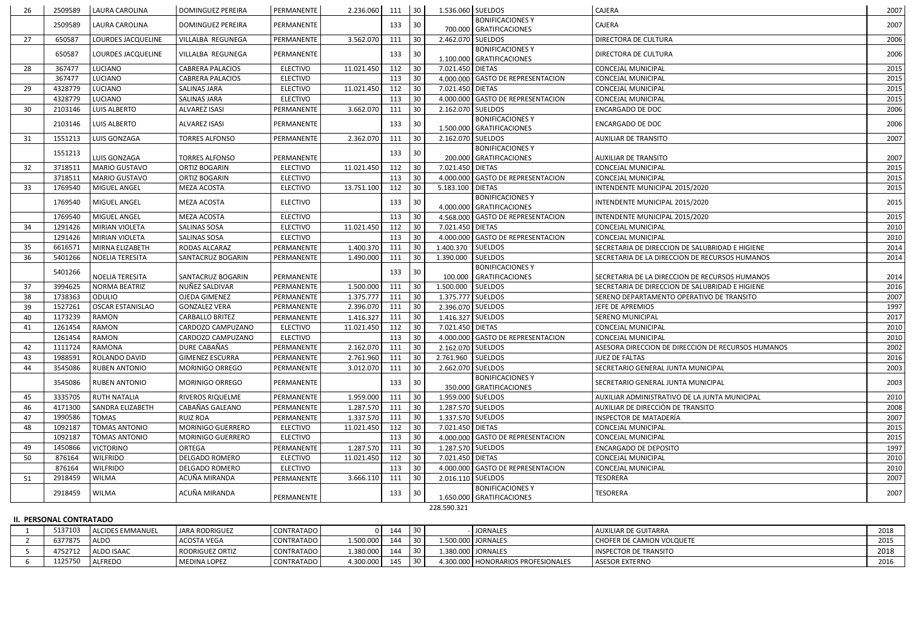| 26 | 2509589 | LAURA CAROLINA | DOMINGUEZ PEREIRA | PERMANENTE | 2.236.060 | 111 | 30 | 1.536.060 | SUELDOS | CAJERA | 2007 |
|---|---|---|---|---|---|---|---|---|---|---|---|
| | 2509589 | LAURA CAROLINA | DOMINGUEZ PEREIRA | PERMANENTE | | 133 | 30 | 700.000 | BONIFICACIONES Y GRATIFICACIONES | CAJERA | 2007 |
| 27 | 650587 | LOURDES JACQUELINE | VILLALBA REGUNEGA | PERMANENTE | 3.562.070 | 111 | 30 | 2.462.070 | SUELDOS | DIRECTORA DE CULTURA | 2006 |
| | 650587 | LOURDES JACQUELINE | VILLALBA REGUNEGA | PERMANENTE | | 133 | 30 | 1.100.000 | BONIFICACIONES Y GRATIFICACIONES | DIRECTORA DE CULTURA | 2006 |
| 28 | 367477 | LUCIANO | CABRERA PALACIOS | ELECTIVO | 11.021.450 | 112 | 30 | 7.021.450 | DIETAS | CONCEJAL MUNICIPAL | 2015 |
| | 367477 | LUCIANO | CABRERA PALACIOS | ELECTIVO | | 113 | 30 | 4.000.000 | GASTO DE REPRESENTACION | CONCEJAL MUNICIPAL | 2015 |
| 29 | 4328779 | LUCIANO | SALINAS JARA | ELECTIVO | 11.021.450 | 112 | 30 | 7.021.450 | DIETAS | CONCEJAL MUNICIPAL | 2015 |
| | 4328779 | LUCIANO | SALINAS JARA | ELECTIVO | | 113 | 30 | 4.000.000 | GASTO DE REPRESENTACION | CONCEJAL MUNICIPAL | 2015 |
| 30 | 2103146 | LUIS ALBERTO | ALVAREZ ISASI | PERMANENTE | 3.662.070 | 111 | 30 | 2.162.070 | SUELDOS | ENCARGADO DE DOC | 2006 |
| | 2103146 | LUIS ALBERTO | ALVAREZ ISASI | PERMANENTE | | 133 | 30 | 1.500.000 | BONIFICACIONES Y GRATIFICACIONES | ENCARGADO DE DOC | 2006 |
| 31 | 1551213 | LUIS GONZAGA | TORRES ALFONSO | PERMANENTE | 2.362.070 | 111 | 30 | 2.162.070 | SUELDOS | AUXILIAR DE TRANSITO | 2007 |
| | 1551213 | LUIS GONZAGA | TORRES ALFONSO | PERMANENTE | | 133 | 30 | 200.000 | BONIFICACIONES Y GRATIFICACIONES | AUXILIAR DE TRANSITO | 2007 |
| 32 | 3718511 | MARIO GUSTAVO | ORTIZ BOGARIN | ELECTIVO | 11.021.450 | 112 | 30 | 7.021.450 | DIETAS | CONCEJAL MUNICIPAL | 2015 |
| | 3718511 | MARIO GUSTAVO | ORTIZ BOGARIN | ELECTIVO | | 113 | 30 | 4.000.000 | GASTO DE REPRESENTACION | CONCEJAL MUNICIPAL | 2015 |
| 33 | 1769540 | MIGUEL ANGEL | MEZA ACOSTA | ELECTIVO | 13.751.100 | 112 | 30 | 5.183.100 | DIETAS | INTENDENTE MUNICIPAL 2015/2020 | 2015 |
| | 1769540 | MIGUEL ANGEL | MEZA ACOSTA | ELECTIVO | | 133 | 30 | 4.000.000 | BONIFICACIONES Y GRATIFICACIONES | INTENDENTE MUNICIPAL 2015/2020 | 2015 |
| | 1769540 | MIGUEL ANGEL | MEZA ACOSTA | ELECTIVO | | 113 | 30 | 4.568.000 | GASTO DE REPRESENTACION | INTENDENTE MUNICIPAL 2015/2020 | 2015 |
| 34 | 1291426 | MIRIAN VIOLETA | SALINAS SOSA | ELECTIVO | 11.021.450 | 112 | 30 | 7.021.450 | DIETAS | CONCEJAL MUNICIPAL | 2010 |
| | 1291426 | MIRIAN VIOLETA | SALINAS SOSA | ELECTIVO | | 113 | 30 | 4.000.000 | GASTO DE REPRESENTACION | CONCEJAL MUNICIPAL | 2010 |
| 35 | 6616571 | MIRNA ELIZABETH | RODAS ALCARAZ | PERMANENTE | 1.400.370 | 111 | 30 | 1.400.370 | SUELDOS | SECRETARIA DE DIRECCION DE SALUBRIDAD E HIGIENE | 2014 |
| 36 | 5401266 | NOELIA TERESITA | SANTACRUZ BOGARIN | PERMANENTE | 1.490.000 | 111 | 30 | 1.390.000 | SUELDOS | SECRETARIA DE LA DIRECCION DE RECURSOS HUMANOS | 2014 |
| | 5401266 | NOELIA TERESITA | SANTACRUZ BOGARIN | PERMANENTE | | 133 | 30 | 100.000 | BONIFICACIONES Y GRATIFICACIONES | SECRETARIA DE LA DIRECCION DE RECURSOS HUMANOS | 2014 |
| 37 | 3994625 | NORMA BEATRIZ | NUÑEZ SALDIVAR | PERMANENTE | 1.500.000 | 111 | 30 | 1.500.000 | SUELDOS | SECRETARIA DE DIRECCION DE SALUBRIDAD E HIGIENE | 2016 |
| 38 | 1738363 | ODULIO | OJEDA GIMENEZ | PERMANENTE | 1.375.777 | 111 | 30 | 1.375.777 | SUELDOS | SERENO DEPARTAMENTO OPERATIVO DE TRANSITO | 2007 |
| 39 | 1527261 | OSCAR ESTANISLAO | GONZALEZ VERA | PERMANENTE | 2.396.070 | 111 | 30 | 2.396.070 | SUELDOS | JEFE DE APREMIOS | 1997 |
| 40 | 1173239 | RAMON | CARBALLO BRITEZ | PERMANENTE | 1.416.327 | 111 | 30 | 1.416.327 | SUELDOS | SERENO MUNICIPAL | 2017 |
| 41 | 1261454 | RAMON | CARDOZO CAMPUZANO | ELECTIVO | 11.021.450 | 112 | 30 | 7.021.450 | DIETAS | CONCEJAL MUNICIPAL | 2010 |
| | 1261454 | RAMON | CARDOZO CAMPUZANO | ELECTIVO | | 113 | 30 | 4.000.000 | GASTO DE REPRESENTACION | CONCEJAL MUNICIPAL | 2010 |
| 42 | 1111724 | RAMONA | DURE CABAÑAS | PERMANENTE | 2.162.070 | 111 | 30 | 2.162.070 | SUELDOS | ASESORA DIRECCION DE DIRECCION DE RECURSOS HUMANOS | 2002 |
| 43 | 1988591 | ROLANDO DAVID | GIMENEZ ESCURRA | PERMANENTE | 2.761.960 | 111 | 30 | 2.761.960 | SUELDOS | JUEZ DE FALTAS | 2016 |
| 44 | 3545086 | RUBEN ANTONIO | MORINIGO ORREGO | PERMANENTE | 3.012.070 | 111 | 30 | 2.662.070 | SUELDOS | SECRETARIO GENERAL JUNTA MUNICIPAL | 2003 |
| | 3545086 | RUBEN ANTONIO | MORINIGO ORREGO | PERMANENTE | | 133 | 30 | 350.000 | BONIFICACIONES Y GRATIFICACIONES | SECRETARIO GENERAL JUNTA MUNICIPAL | 2003 |
| 45 | 3335705 | RUTH NATALIA | RIVEROS RIQUELME | PERMANENTE | 1.959.000 | 111 | 30 | 1.959.000 | SUELDOS | AUXILIAR ADMINISTRATIVO DE LA JUNTA MUNICIPAL | 2010 |
| 46 | 4171300 | SANDRA ELIZABETH | CABAÑAS GALEANO | PERMANENTE | 1.287.570 | 111 | 30 | 1.287.570 | SUELDOS | AUXILIAR DE DIRECCIÓN DE TRANSITO | 2008 |
| 47 | 1990586 | TOMAS | RUIZ ROA | PERMANENTE | 1.337.570 | 111 | 30 | 1.337.570 | SUELDOS | INSPECTOR DE MATADERÍA | 2007 |
| 48 | 1092187 | TOMAS ANTONIO | MORINIGO GUERRERO | ELECTIVO | 11.021.450 | 112 | 30 | 7.021.450 | DIETAS | CONCEJAL MUNICIPAL | 2015 |
| | 1092187 | TOMAS ANTONIO | MORINIGO GUERRERO | ELECTIVO | | 113 | 30 | 4.000.000 | GASTO DE REPRESENTACION | CONCEJAL MUNICIPAL | 2015 |
| 49 | 1450866 | VICTORINO | ORTEGA | PERMANENTE | 1.287.570 | 111 | 30 | 1.287.570 | SUELDOS | ENCARGADO DE DEPOSITO | 1997 |
| 50 | 876164 | WILFRIDO | DELGADO ROMERO | ELECTIVO | 11.021.450 | 112 | 30 | 7.021.450 | DIETAS | CONCEJAL MUNICIPAL | 2010 |
| | 876164 | WILFRIDO | DELGADO ROMERO | ELECTIVO | | 113 | 30 | 4.000.000 | GASTO DE REPRESENTACION | CONCEJAL MUNICIPAL | 2010 |
| 51 | 2918459 | WILMA | ACUÑA MIRANDA | PERMANENTE | 3.666.110 | 111 | 30 | 2.016.110 | SUELDOS | TESORERA | 2007 |
| | 2918459 | WILMA | ACUÑA MIRANDA | PERMANENTE | | 133 | 30 | 1.650.000 | BONIFICACIONES Y GRATIFICACIONES | TESORERA | 2007 |
| | | | | | | | | 228.590.321 | | | |

**II. PERSONAL CONTRATADO**

| 1 | 5137103 | ALCIDES EMMANUEL | JARA RODRIGUEZ | CONTRATADO | 0 | 144 | 30 | - | JORNALES | AUXILIAR DE GUITARRA | 2018 |
|---|---|---|---|---|---|---|---|---|---|---|---|
| 2 | 6377875 | ALDO | ACOSTA VEGA | CONTRATADO | 1.500.000 | 144 | 30 | 1.500.000 | JORNALES | CHOFER DE CAMION VOLQUETE | 2015 |
| 5 | 4752712 | ALDO ISAAC | RODRIGUEZ ORTIZ | CONTRATADO | 1.380.000 | 144 | 30 | 1.380.000 | JORNALES | INSPECTOR DE TRANSITO | 2018 |
| 6 | 1125750 | ALFREDO | MEDINA LOPEZ | CONTRATADO | 4.300.000 | 145 | 30 | 4.300.000 | HONORARIOS PROFESIONALES | ASESOR EXTERNO | 2016 |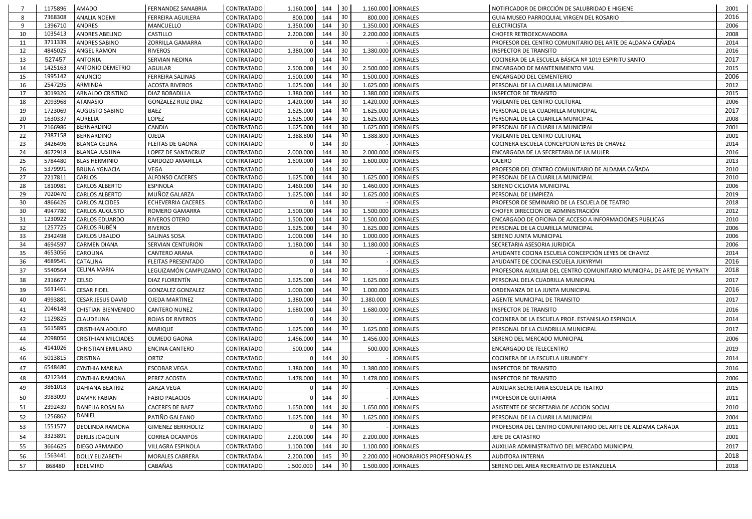| 7 | 1175896 | AMADO | FERNANDEZ SANABRIA | CONTRATADO | 1.160.000 | 144 | 30 | 1.160.000 | JORNALES | NOTIFICADOR DE DIRCCIÓN DE SALUBRIDAD E HIGIENE | 2001 |
|---|---|---|---|---|---|---|---|---|---|---|---|
| 8 | 7368308 | ANALIA NOEMI | FERREIRA AGUILERA | CONTRATADO | 800.000 | 144 | 30 | 800.000 | JORNALES | GUIA MUSEO PARROQUIAL VIRGEN DEL ROSARIO | 2016 |
| 9 | 1396710 | ANDRES | MANCUELLO | CONTRATADO | 1.350.000 | 144 | 30 | 1.350.000 | JORNALES | ELECTRICISTA | 2006 |
| 10 | 1035413 | ANDRES ABELINO | CASTILLO | CONTRATADO | 2.200.000 | 144 | 30 | 2.200.000 | JORNALES | CHOFER RETROEXCAVADORA | 2008 |
| 11 | 3711339 | ANDRES SABINO | ZORRILLA GAMARRA | CONTRATADO | 0 | 144 | 30 | - | JORNALES | PROFESOR DEL CENTRO COMUNITARIO DEL ARTE DE ALDAMA CAÑADA | 2014 |
| 12 | 4845025 | ANGEL RAMON | RIVEROS | CONTRATADO | 1.380.000 | 144 | 30 | 1.380.000 | JORNALES | INSPECTOR DE TRANSITO | 2016 |
| 13 | 527457 | ANTONIA | SERVIAN NEDINA | CONTRATADO | 0 | 144 | 30 | - | JORNALES | COCINERA DE LA ESCUELA BÁSICA Nº 1019 ESPIRITU SANTO | 2017 |
| 14 | 1425163 | ANTONIO DEMETRIO | AGUILAR | CONTRATADO | 2.500.000 | 144 | 30 | 2.500.000 | JORNALES | ENCARGADO DE MANTENIMIENTO VIAL | 2015 |
| 15 | 1995142 | ANUNCIO | FERREIRA SALINAS | CONTRATADO | 1.500.000 | 144 | 30 | 1.500.000 | JORNALES | ENCARGADO DEL CEMENTERIO | 2006 |
| 16 | 2547295 | ARMINDA | ACOSTA RIVEROS | CONTRATADO | 1.625.000 | 144 | 30 | 1.625.000 | JORNALES | PERSONAL DE LA CUARILLA MUNICIPAL | 2012 |
| 17 | 3019326 | ARNALDO CRISTINO | DIAZ BOBADILLA | CONTRATADO | 1.380.000 | 144 | 30 | 1.380.000 | JORNALES | INSPECTOR DE TRANSITO | 2015 |
| 18 | 2093968 | ATANASIO | GONZALEZ RUIZ DIAZ | CONTRATADO | 1.420.000 | 144 | 30 | 1.420.000 | JORNALES | VIGILANTE DEL CENTRO CULTURAL | 2006 |
| 19 | 1723069 | AUGUSTO SABINO | BAEZ | CONTRATADO | 1.625.000 | 144 | 30 | 1.625.000 | JORNALES | PERSONAL DE LA CUADRILLA MUNICIPAL | 2017 |
| 20 | 1630337 | AURELIA | LOPEZ | CONTRATADO | 1.625.000 | 144 | 30 | 1.625.000 | JORNALES | PERSONAL DE LA CUARILLA MUNICIPAL | 2008 |
| 21 | 2166986 | BERNARDINO | CANDIA | CONTRATADO | 1.625.000 | 144 | 30 | 1.625.000 | JORNALES | PERSONAL DE LA CUARILLA MUNICIPAL | 2001 |
| 22 | 2387158 | BERNARDINO | OJEDA | CONTRATADO | 1.388.800 | 144 | 30 | 1.388.800 | JORNALES | VIGILANTE DEL CENTRO CULTURAL | 2001 |
| 23 | 3426496 | BLANCA CELINA | FLEITAS DE GAONA | CONTRATADO | 0 | 144 | 30 | - | JORNALES | COCINERA ESCUELA CONCEPCION LEYES DE CHAVEZ | 2014 |
| 24 | 4672918 | BLANCA JUSTINA | LOPEZ DE SANTACRUZ | CONTRATADO | 2.000.000 | 144 | 30 | 2.000.000 | JORNALES | ENCARGADA DE LA SECRETARIA DE LA MUJER | 2016 |
| 25 | 5784480 | BLAS HERMINIO | CARDOZO AMARILLA | CONTRATADO | 1.600.000 | 144 | 30 | 1.600.000 | JORNALES | CAJERO | 2013 |
| 26 | 5379991 | BRUNA YGNACIA | VEGA | CONTRATADO | 0 | 144 | 30 | - | JORNALES | PROFESOR DEL CENTRO COMUNITARIO DE ALDAMA CAÑADA | 2010 |
| 27 | 2217811 | CARLOS | ALFONSO CACERES | CONTRATADO | 1.625.000 | 144 | 30 | 1.625.000 | JORNALES | PERSONAL DE LA CUARILLA MUNICIPAL | 2010 |
| 28 | 1810981 | CARLOS ALBERTO | ESPINOLA | CONTRATADO | 1.460.000 | 144 | 30 | 1.460.000 | JORNALES | SERENO CICLOVIA MUNICIPAL | 2006 |
| 29 | 7020470 | CARLOS ALBERTO | MUÑOZ GALARZA | CONTRATADO | 1.625.000 | 144 | 30 | 1.625.000 | JORNALES | PERSONAL DE LIMPIEZA | 2019 |
| 30 | 4866426 | CARLOS ALCIDES | ECHEVERRIA CACERES | CONTRATADO | 0 | 144 | 30 | - | JORNALES | PROFESOR DE SEMINARIO DE LA ESCUELA DE TEATRO | 2018 |
| 30 | 4947780 | CARLOS AUGUSTO | ROMERO GAMARRA | CONTRATADO | 1.500.000 | 144 | 30 | 1.500.000 | JORNALES | CHOFER DIRECCION DE ADMINISTRACIÓN | 2012 |
| 31 | 1230922 | CARLOS EDUARDO | RIVEROS OTERO | CONTRATADO | 1.500.000 | 144 | 30 | 1.500.000 | JORNALES | ENCARGADO DE OFICINA DE ACCESO A INFORMACIONES PUBLICAS | 2010 |
| 32 | 1257725 | CARLOS RUBÉN | RIVEROS | CONTRATADO | 1.625.000 | 144 | 30 | 1.625.000 | JORNALES | PERSONAL DE LA CUARILLA MUNICIPAL | 2006 |
| 33 | 2342498 | CARLOS UBALDO | SALINAS SOSA | CONTRATADO | 1.000.000 | 144 | 30 | 1.000.000 | JORNALES | SERENO JUNTA MUNICIPAL | 2006 |
| 34 | 4694597 | CARMEN DIANA | SERVIAN CENTURION | CONTRATADO | 1.180.000 | 144 | 30 | 1.180.000 | JORNALES | SECRETARIA ASESORIA JURIDICA | 2006 |
| 35 | 4653056 | CAROLINA | CANTERO ARANA | CONTRATADO | 0 | 144 | 30 | - | JORNALES | AYUDANTE COCINA ESCUELA CONCEPCIÓN LEYES DE CHAVEZ | 2014 |
| 36 | 4689541 | CATALINA | FLEITAS PRESENTADO | CONTRATADO | 0 | 144 | 30 | - | JORNALES | AYUDANTE DE COCINA ESCUELA JUKYRYMI | 2016 |
| 37 | 5540564 | CELINA MARIA | LEGUIZAMÓN CAMPUZAMO | CONTRATADO | 0 | 144 | 30 | - | JORNALES | PROFESORA AUXILIAR DEL CENTRO COMUNITARIO MUNICIPAL DE ARTE DE YVYRATY | 2018 |
| 38 | 2316677 | CELSO | DIAZ FLORENTÍN | CONTRATADO | 1.625.000 | 144 | 30 | 1.625.000 | JORNALES | PERSONAL DE LA CUARILLA MUNICIPAL | 2017 |
| 39 | 5631461 | CESAR FIDEL | GONZALEZ GONZALEZ | CONTRATADO | 1.000.000 | 144 | 30 | 1.000.000 | JORNALES | ORDENANZA DE LA JUNTA MUNICIPAL | 2016 |
| 40 | 4993881 | CESAR JESUS DAVID | OJEDA MARTINEZ | CONTRATADO | 1.380.000 | 144 | 30 | 1.380.000 | JORNALES | AGENTE MUNICIPAL DE TRANSITO | 2017 |
| 41 | 2046148 | CHISTIAN BIENVENIDO | CANTERO NUNEZ | CONTRATADO | 1.680.000 | 144 | 30 | 1.680.000 | JORNALES | INSPECTOR DE TRANSITO | 2016 |
| 42 | 1129825 | CLAUDELINA | ROJAS DE RIVEROS | CONTRATADO | 0 | 144 | 30 | - | JORNALES | COCINERA DE LA ESCUELA PROF. ESTANISLAO ESPINOLA | 2014 |
| 43 | 5615895 | CRISTHIAN ADOLFO | MARIQUE | CONTRATADO | 1.625.000 | 144 | 30 | 1.625.000 | JORNALES | PERSONAL DE LA CUADRILLA MUNICIPAL | 2017 |
| 44 | 2098056 | CRISTHIAN MILCIADES | OLMEDO GAONA | CONTRATADO | 1.456.000 | 144 | 30 | 1.456.000 | JORNALES | SERENO DEL MERCADO MUNICIPAL | 2006 |
| 45 | 4141026 | CHRISTIAN EMILIANO | ENCINA CANTERO | CONTRATADO | 500.000 | 144 | | 500.000 | JORNALES | ENCARGADO DE TELECENTRO | 2019 |
| 46 | 5013815 | CRISTINA | ORTIZ | CONTRATADO | 0 | 144 | 30 | - | JORNALES | COCINERA DE LA ESCUELA URUNDE'Y | 2014 |
| 47 | 6548480 | CYNTHIA MARINA | ESCOBAR VEGA | CONTRATADO | 1.380.000 | 144 | 30 | 1.380.000 | JORNALES | INSPECTOR DE TRANSITO | 2016 |
| 48 | 4212344 | CYNTHIA RAMONA | PEREZ ACOSTA | CONTRATADO | 1.478.000 | 144 | 30 | 1.478.000 | JORNALES | INSPECTOR DE TRANSITO | 2006 |
| 49 | 3861018 | DAHIANA BEATRIZ | ZARZA VEGA | CONTRATADO | 0 | 144 | 30 | - | JORNALES | AUXILIAR SECRETARIA ESCUELA DE TEATRO | 2015 |
| 50 | 3983099 | DAMYR FABIAN | FABIO PALACIOS | CONTRATADO | 0 | 144 | 30 | - | JORNALES | PROFESOR DE GUITARRA | 2011 |
| 51 | 2392439 | DANELIA ROSALBA | CACERES DE BAEZ | CONTRATADO | 1.650.000 | 144 | 30 | 1.650.000 | JORNALES | ASISTENTE DE SECRETARIA DE ACCION SOCIAL | 2010 |
| 52 | 1256862 | DANIEL | PATIÑO GALEANO | CONTRATADO | 1.625.000 | 144 | 30 | 1.625.000 | JORNALES | PERSONAL DE LA CUARILLA MUNICIPAL | 2004 |
| 53 | 1551577 | DEOLINDA RAMONA | GIMENEZ BERKHOLTZ | CONTRATADO | 0 | 144 | 30 | - | JORNALES | PROFESORA DEL CENTRO COMUNITARIO DEL ARTE DE ALDAMA CAÑADA | 2011 |
| 54 | 3323891 | DERLIS JOAQUIN | CORREA OCAMPOS | CONTRATADO | 2.200.000 | 144 | 30 | 2.200.000 | JORNALES | JEFE DE CATASTRO | 2001 |
| 55 | 3664625 | DIEGO ARMANDO | VILLAGRA ESPINOLA | CONTRATADO | 1.100.000 | 144 | 30 | 1.100.000 | JORNALES | AUXILIAR ADMINISTRATIVO DEL MERCADO MUNICIPAL | 2017 |
| 56 | 1563441 | DOLLY ELIZABETH | MORALES CABRERA | CONTRATADA | 2.200.000 | 145 | 30 | 2.200.000 | HONORARIOS PROFESIONALES | AUDITORA INTERNA | 2018 |
| 57 | 868480 | EDELMIRO | CABAÑAS | CONTRATADO | 1.500.000 | 144 | 30 | 1.500.000 | JORNALES | SERENO DEL AREA RECREATIVO DE ESTANZUELA | 2018 |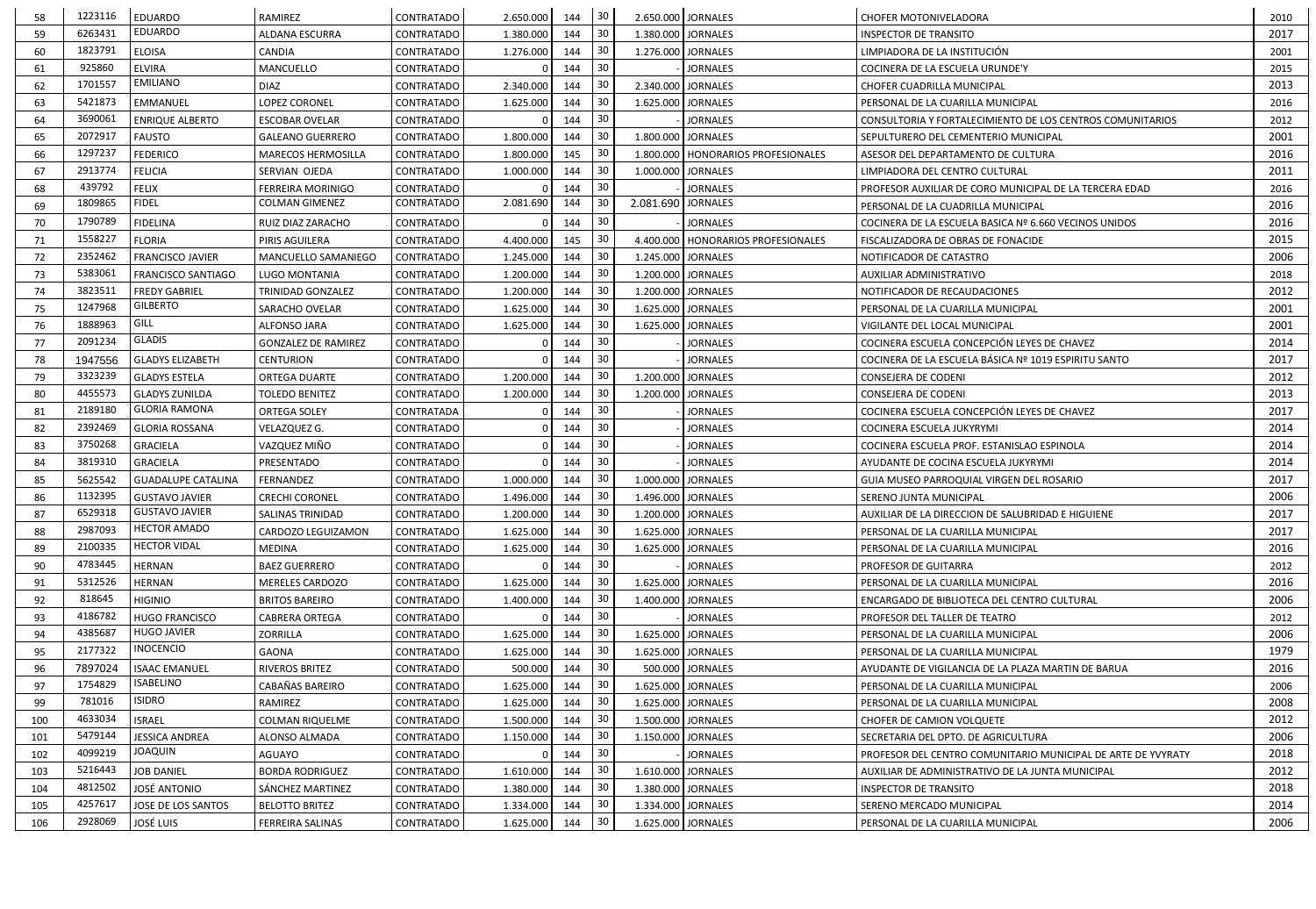| | | | | | | | | | | | |
|---|---|---|---|---|---|---|---|---|---|---|---|
| 58 | 1223116 | EDUARDO | RAMIREZ | CONTRATADO | 2.650.000 | 144 | 30 | 2.650.000 | JORNALES | CHOFER MOTONIVELADORA | 2010 |
| 59 | 6263431 | EDUARDO | ALDANA ESCURRA | CONTRATADO | 1.380.000 | 144 | 30 | 1.380.000 | JORNALES | INSPECTOR DE TRANSITO | 2017 |
| 60 | 1823791 | ELOISA | CANDIA | CONTRATADO | 1.276.000 | 144 | 30 | 1.276.000 | JORNALES | LIMPIADORA DE LA INSTITUCIÓN | 2001 |
| 61 | 925860 | ELVIRA | MANCUELLO | CONTRATADO | 0 | 144 | 30 | - | JORNALES | COCINERA DE LA ESCUELA URUNDE'Y | 2015 |
| 62 | 1701557 | EMILIANO | DIAZ | CONTRATADO | 2.340.000 | 144 | 30 | 2.340.000 | JORNALES | CHOFER CUADRILLA MUNICIPAL | 2013 |
| 63 | 5421873 | EMMANUEL | LOPEZ CORONEL | CONTRATADO | 1.625.000 | 144 | 30 | 1.625.000 | JORNALES | PERSONAL DE LA CUARILLA MUNICIPAL | 2016 |
| 64 | 3690061 | ENRIQUE ALBERTO | ESCOBAR OVELAR | CONTRATADO | 0 | 144 | 30 | - | JORNALES | CONSULTORIA Y FORTALECIMIENTO DE LOS CENTROS COMUNITARIOS | 2012 |
| 65 | 2072917 | FAUSTO | GALEANO GUERRERO | CONTRATADO | 1.800.000 | 144 | 30 | 1.800.000 | JORNALES | SEPULTURERO DEL CEMENTERIO MUNICIPAL | 2001 |
| 66 | 1297237 | FEDERICO | MARECOS HERMOSILLA | CONTRATADO | 1.800.000 | 145 | 30 | 1.800.000 | HONORARIOS PROFESIONALES | ASESOR DEL DEPARTAMENTO DE CULTURA | 2016 |
| 67 | 2913774 | FELICIA | SERVIAN OJEDA | CONTRATADO | 1.000.000 | 144 | 30 | 1.000.000 | JORNALES | LIMPIADORA DEL CENTRO CULTURAL | 2011 |
| 68 | 439792 | FELIX | FERREIRA MORINIGO | CONTRATADO | 0 | 144 | 30 | - | JORNALES | PROFESOR AUXILIAR DE CORO MUNICIPAL DE LA TERCERA EDAD | 2016 |
| 69 | 1809865 | FIDEL | COLMAN GIMENEZ | CONTRATADO | 2.081.690 | 144 | 30 | 2.081.690 | JORNALES | PERSONAL DE LA CUADRILLA MUNICIPAL | 2016 |
| 70 | 1790789 | FIDELINA | RUIZ DIAZ ZARACHO | CONTRATADO | 0 | 144 | 30 | - | JORNALES | COCINERA DE LA ESCUELA BASICA Nº 6.660 VECINOS UNIDOS | 2016 |
| 71 | 1558227 | FLORIA | PIRIS AGUILERA | CONTRATADO | 4.400.000 | 145 | 30 | 4.400.000 | HONORARIOS PROFESIONALES | FISCALIZADORA DE OBRAS DE FONACIDE | 2015 |
| 72 | 2352462 | FRANCISCO JAVIER | MANCUELLO SAMANIEGO | CONTRATADO | 1.245.000 | 144 | 30 | 1.245.000 | JORNALES | NOTIFICADOR DE CATASTRO | 2006 |
| 73 | 5383061 | FRANCISCO SANTIAGO | LUGO MONTANIA | CONTRATADO | 1.200.000 | 144 | 30 | 1.200.000 | JORNALES | AUXILIAR ADMINISTRATIVO | 2018 |
| 74 | 3823511 | FREDY GABRIEL | TRINIDAD GONZALEZ | CONTRATADO | 1.200.000 | 144 | 30 | 1.200.000 | JORNALES | NOTIFICADOR DE RECAUDACIONES | 2012 |
| 75 | 1247968 | GILBERTO | SARACHO OVELAR | CONTRATADO | 1.625.000 | 144 | 30 | 1.625.000 | JORNALES | PERSONAL DE LA CUARILLA MUNICIPAL | 2001 |
| 76 | 1888963 | GILL | ALFONSO JARA | CONTRATADO | 1.625.000 | 144 | 30 | 1.625.000 | JORNALES | VIGILANTE DEL LOCAL MUNICIPAL | 2001 |
| 77 | 2091234 | GLADIS | GONZALEZ DE RAMIREZ | CONTRATADO | 0 | 144 | 30 | - | JORNALES | COCINERA ESCUELA CONCEPCIÓN LEYES DE CHAVEZ | 2014 |
| 78 | 1947556 | GLADYS ELIZABETH | CENTURION | CONTRATADO | 0 | 144 | 30 | - | JORNALES | COCINERA DE LA ESCUELA BÁSICA Nº 1019 ESPIRITU SANTO | 2017 |
| 79 | 3323239 | GLADYS ESTELA | ORTEGA DUARTE | CONTRATADO | 1.200.000 | 144 | 30 | 1.200.000 | JORNALES | CONSEJERA DE CODENI | 2012 |
| 80 | 4455573 | GLADYS ZUNILDA | TOLEDO BENITEZ | CONTRATADO | 1.200.000 | 144 | 30 | 1.200.000 | JORNALES | CONSEJERA DE CODENI | 2013 |
| 81 | 2189180 | GLORIA RAMONA | ORTEGA SOLEY | CONTRATADA | 0 | 144 | 30 | - | JORNALES | COCINERA ESCUELA CONCEPCIÓN LEYES DE CHAVEZ | 2017 |
| 82 | 2392469 | GLORIA ROSSANA | VELAZQUEZ G. | CONTRATADO | 0 | 144 | 30 | - | JORNALES | COCINERA ESCUELA JUKYRYMI | 2014 |
| 83 | 3750268 | GRACIELA | VAZQUEZ MIÑO | CONTRATADO | 0 | 144 | 30 | - | JORNALES | COCINERA ESCUELA PROF. ESTANISLAO ESPINOLA | 2014 |
| 84 | 3819310 | GRACIELA | PRESENTADO | CONTRATADO | 0 | 144 | 30 | - | JORNALES | AYUDANTE DE COCINA ESCUELA JUKYRYMI | 2014 |
| 85 | 5625542 | GUADALUPE CATALINA | FERNANDEZ | CONTRATADO | 1.000.000 | 144 | 30 | 1.000.000 | JORNALES | GUIA MUSEO PARROQUIAL VIRGEN DEL ROSARIO | 2017 |
| 86 | 1132395 | GUSTAVO JAVIER | CRECHI CORONEL | CONTRATADO | 1.496.000 | 144 | 30 | 1.496.000 | JORNALES | SERENO JUNTA MUNICIPAL | 2006 |
| 87 | 6529318 | GUSTAVO JAVIER | SALINAS TRINIDAD | CONTRATADO | 1.200.000 | 144 | 30 | 1.200.000 | JORNALES | AUXILIAR DE LA DIRECCION DE SALUBRIDAD E HIGUIENE | 2017 |
| 88 | 2987093 | HECTOR AMADO | CARDOZO LEGUIZAMON | CONTRATADO | 1.625.000 | 144 | 30 | 1.625.000 | JORNALES | PERSONAL DE LA CUARILLA MUNICIPAL | 2017 |
| 89 | 2100335 | HECTOR VIDAL | MEDINA | CONTRATADO | 1.625.000 | 144 | 30 | 1.625.000 | JORNALES | PERSONAL DE LA CUARILLA MUNICIPAL | 2016 |
| 90 | 4783445 | HERNAN | BAEZ GUERRERO | CONTRATADO | 0 | 144 | 30 | - | JORNALES | PROFESOR DE GUITARRA | 2012 |
| 91 | 5312526 | HERNAN | MERELES CARDOZO | CONTRATADO | 1.625.000 | 144 | 30 | 1.625.000 | JORNALES | PERSONAL DE LA CUARILLA MUNICIPAL | 2016 |
| 92 | 818645 | HIGINIO | BRITOS BAREIRO | CONTRATADO | 1.400.000 | 144 | 30 | 1.400.000 | JORNALES | ENCARGADO DE BIBLIOTECA DEL CENTRO CULTURAL | 2006 |
| 93 | 4186782 | HUGO FRANCISCO | CABRERA ORTEGA | CONTRATADO | 0 | 144 | 30 | - | JORNALES | PROFESOR DEL TALLER DE TEATRO | 2012 |
| 94 | 4385687 | HUGO JAVIER | ZORRILLA | CONTRATADO | 1.625.000 | 144 | 30 | 1.625.000 | JORNALES | PERSONAL DE LA CUARILLA MUNICIPAL | 2006 |
| 95 | 2177322 | INOCENCIO | GAONA | CONTRATADO | 1.625.000 | 144 | 30 | 1.625.000 | JORNALES | PERSONAL DE LA CUARILLA MUNICIPAL | 1979 |
| 96 | 7897024 | ISAAC EMANUEL | RIVEROS BRITEZ | CONTRATADO | 500.000 | 144 | 30 | 500.000 | JORNALES | AYUDANTE DE VIGILANCIA DE LA PLAZA MARTIN DE BARUA | 2016 |
| 97 | 1754829 | ISABELINO | CABAÑAS BAREIRO | CONTRATADO | 1.625.000 | 144 | 30 | 1.625.000 | JORNALES | PERSONAL DE LA CUARILLA MUNICIPAL | 2006 |
| 99 | 781016 | ISIDRO | RAMIREZ | CONTRATADO | 1.625.000 | 144 | 30 | 1.625.000 | JORNALES | PERSONAL DE LA CUARILLA MUNICIPAL | 2008 |
| 100 | 4633034 | ISRAEL | COLMAN RIQUELME | CONTRATADO | 1.500.000 | 144 | 30 | 1.500.000 | JORNALES | CHOFER DE CAMION VOLQUETE | 2012 |
| 101 | 5479144 | JESSICA ANDREA | ALONSO ALMADA | CONTRATADO | 1.150.000 | 144 | 30 | 1.150.000 | JORNALES | SECRETARIA DEL DPTO. DE AGRICULTURA | 2006 |
| 102 | 4099219 | JOAQUIN | AGUAYO | CONTRATADO | 0 | 144 | 30 | - | JORNALES | PROFESOR DEL CENTRO COMUNITARIO MUNICIPAL DE ARTE DE YVYRATY | 2018 |
| 103 | 5216443 | JOB DANIEL | BORDA RODRIGUEZ | CONTRATADO | 1.610.000 | 144 | 30 | 1.610.000 | JORNALES | AUXILIAR DE ADMINISTRATIVO DE LA JUNTA MUNICIPAL | 2012 |
| 104 | 4812502 | JOSÉ ANTONIO | SÁNCHEZ MARTINEZ | CONTRATADO | 1.380.000 | 144 | 30 | 1.380.000 | JORNALES | INSPECTOR DE TRANSITO | 2018 |
| 105 | 4257617 | JOSE DE LOS SANTOS | BELOTTO BRITEZ | CONTRATADO | 1.334.000 | 144 | 30 | 1.334.000 | JORNALES | SERENO MERCADO MUNICIPAL | 2014 |
| 106 | 2928069 | JOSÉ LUIS | FERREIRA SALINAS | CONTRATADO | 1.625.000 | 144 | 30 | 1.625.000 | JORNALES | PERSONAL DE LA CUARILLA MUNICIPAL | 2006 |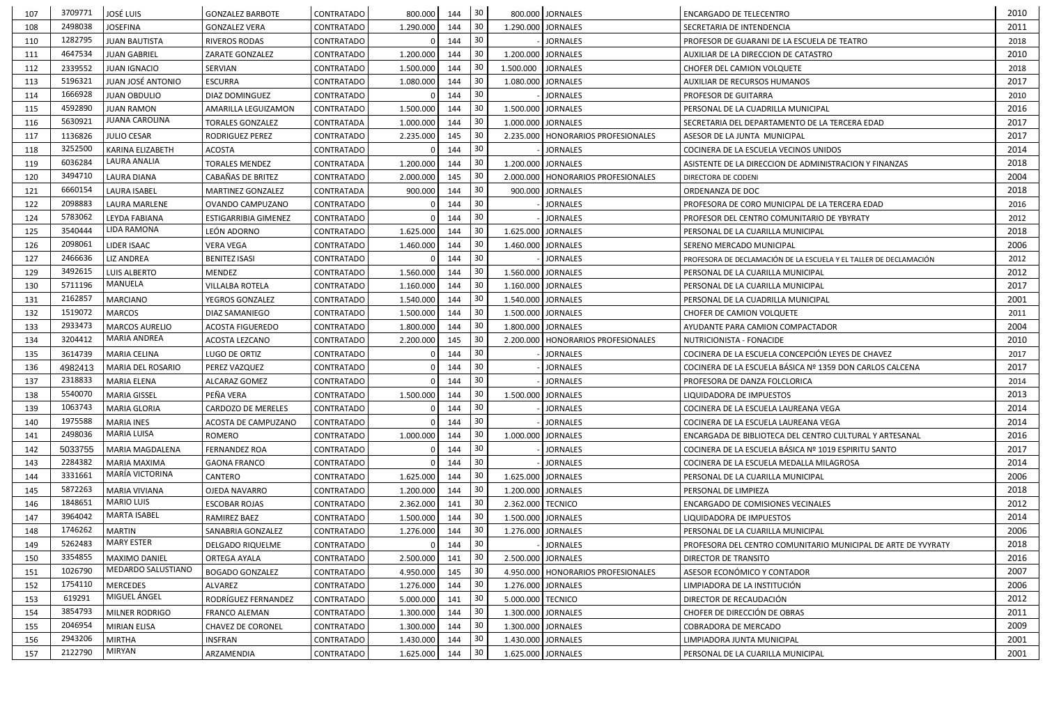| | | | | | | | | | | | |
|---|---|---|---|---|---|---|---|---|---|---|---|
| 107 | 3709771 | JOSÉ LUIS | GONZALEZ BARBOTE | CONTRATADO | 800.000 | 144 | 30 | 800.000 | JORNALES | ENCARGADO DE TELECENTRO | 2010 |
| 108 | 2498038 | JOSEFINA | GONZALEZ VERA | CONTRATADO | 1.290.000 | 144 | 30 | 1.290.000 | JORNALES | SECRETARIA DE INTENDENCIA | 2011 |
| 110 | 1282795 | JUAN BAUTISTA | RIVEROS RODAS | CONTRATADO | 0 | 144 | 30 | - | JORNALES | PROFESOR DE GUARANI DE LA ESCUELA DE TEATRO | 2018 |
| 111 | 4647534 | JUAN GABRIEL | ZARATE GONZALEZ | CONTRATADO | 1.200.000 | 144 | 30 | 1.200.000 | JORNALES | AUXILIAR DE LA DIRECCION DE CATASTRO | 2010 |
| 112 | 2339552 | JUAN IGNACIO | SERVIAN | CONTRATADO | 1.500.000 | 144 | 30 | 1.500.000 | JORNALES | CHOFER DEL CAMION VOLQUETE | 2018 |
| 113 | 5196321 | JUAN JOSÉ ANTONIO | ESCURRA | CONTRATADO | 1.080.000 | 144 | 30 | 1.080.000 | JORNALES | AUXILIAR DE RECURSOS HUMANOS | 2017 |
| 114 | 1666928 | JUAN OBDULIO | DIAZ DOMINGUEZ | CONTRATADO | 0 | 144 | 30 | - | JORNALES | PROFESOR DE GUITARRA | 2010 |
| 115 | 4592890 | JUAN RAMON | AMARILLA LEGUIZAMON | CONTRATADO | 1.500.000 | 144 | 30 | 1.500.000 | JORNALES | PERSONAL DE LA CUADRILLA MUNICIPAL | 2016 |
| 116 | 5630921 | JUANA CAROLINA | TORALES GONZALEZ | CONTRATADA | 1.000.000 | 144 | 30 | 1.000.000 | JORNALES | SECRETARIA DEL DEPARTAMENTO DE LA TERCERA EDAD | 2017 |
| 117 | 1136826 | JULIO CESAR | RODRIGUEZ PEREZ | CONTRATADO | 2.235.000 | 145 | 30 | 2.235.000 | HONORARIOS PROFESIONALES | ASESOR DE LA JUNTA MUNICIPAL | 2017 |
| 118 | 3252500 | KARINA ELIZABETH | ACOSTA | CONTRATADO | 0 | 144 | 30 | - | JORNALES | COCINERA DE LA ESCUELA VECINOS UNIDOS | 2014 |
| 119 | 6036284 | LAURA ANALIA | TORALES MENDEZ | CONTRATADA | 1.200.000 | 144 | 30 | 1.200.000 | JORNALES | ASISTENTE DE LA DIRECCION DE ADMINISTRACION Y FINANZAS | 2018 |
| 120 | 3494710 | LAURA DIANA | CABAÑAS DE BRITEZ | CONTRATADO | 2.000.000 | 145 | 30 | 2.000.000 | HONORARIOS PROFESIONALES | DIRECTORA DE CODENI | 2004 |
| 121 | 6660154 | LAURA ISABEL | MARTINEZ GONZALEZ | CONTRATADA | 900.000 | 144 | 30 | 900.000 | JORNALES | ORDENANZA DE DOC | 2018 |
| 122 | 2098883 | LAURA MARLENE | OVANDO CAMPUZANO | CONTRATADO | 0 | 144 | 30 | - | JORNALES | PROFESORA DE CORO MUNICIPAL DE LA TERCERA EDAD | 2016 |
| 124 | 5783062 | LEYDA FABIANA | ESTIGARRIBIA GIMENEZ | CONTRATADO | 0 | 144 | 30 | - | JORNALES | PROFESOR DEL CENTRO COMUNITARIO DE YBYRATY | 2012 |
| 125 | 3540444 | LIDA RAMONA | LEÓN ADORNO | CONTRATADO | 1.625.000 | 144 | 30 | 1.625.000 | JORNALES | PERSONAL DE LA CUARILLA MUNICIPAL | 2018 |
| 126 | 2098061 | LIDER ISAAC | VERA VEGA | CONTRATADO | 1.460.000 | 144 | 30 | 1.460.000 | JORNALES | SERENO MERCADO MUNICIPAL | 2006 |
| 127 | 2466636 | LIZ ANDREA | BENITEZ ISASI | CONTRATADO | 0 | 144 | 30 | - | JORNALES | PROFESORA DE DECLAMACIÓN DE LA ESCUELA Y EL TALLER DE DECLAMACIÓN | 2012 |
| 129 | 3492615 | LUIS ALBERTO | MENDEZ | CONTRATADO | 1.560.000 | 144 | 30 | 1.560.000 | JORNALES | PERSONAL DE LA CUARILLA MUNICIPAL | 2012 |
| 130 | 5711196 | MANUELA | VILLALBA ROTELA | CONTRATADO | 1.160.000 | 144 | 30 | 1.160.000 | JORNALES | PERSONAL DE LA CUARILLA MUNICIPAL | 2017 |
| 131 | 2162857 | MARCIANO | YEGROS GONZALEZ | CONTRATADO | 1.540.000 | 144 | 30 | 1.540.000 | JORNALES | PERSONAL DE LA CUADRILLA MUNICIPAL | 2001 |
| 132 | 1519072 | MARCOS | DIAZ SAMANIEGO | CONTRATADO | 1.500.000 | 144 | 30 | 1.500.000 | JORNALES | CHOFER DE CAMION VOLQUETE | 2011 |
| 133 | 2933473 | MARCOS AURELIO | ACOSTA FIGUEREDO | CONTRATADO | 1.800.000 | 144 | 30 | 1.800.000 | JORNALES | AYUDANTE PARA CAMION COMPACTADOR | 2004 |
| 134 | 3204412 | MARIA ANDREA | ACOSTA LEZCANO | CONTRATADO | 2.200.000 | 145 | 30 | 2.200.000 | HONORARIOS PROFESIONALES | NUTRICIONISTA - FONACIDE | 2010 |
| 135 | 3614739 | MARIA CELINA | LUGO DE ORTIZ | CONTRATADO | 0 | 144 | 30 | - | JORNALES | COCINERA DE LA ESCUELA CONCEPCIÓN LEYES DE CHAVEZ | 2017 |
| 136 | 4982413 | MARIA DEL ROSARIO | PEREZ VAZQUEZ | CONTRATADO | 0 | 144 | 30 | - | JORNALES | COCINERA DE LA ESCUELA BÁSICA Nº 1359 DON CARLOS CALCENA | 2017 |
| 137 | 2318833 | MARIA ELENA | ALCARAZ GOMEZ | CONTRATADO | 0 | 144 | 30 | - | JORNALES | PROFESORA DE DANZA FOLCLORICA | 2014 |
| 138 | 5540070 | MARIA GISSEL | PEÑA VERA | CONTRATADO | 1.500.000 | 144 | 30 | 1.500.000 | JORNALES | LIQUIDADORA DE IMPUESTOS | 2013 |
| 139 | 1063743 | MARIA GLORIA | CARDOZO DE MERELES | CONTRATADO | 0 | 144 | 30 | - | JORNALES | COCINERA DE LA ESCUELA LAUREANA VEGA | 2014 |
| 140 | 1975588 | MARIA INES | ACOSTA DE CAMPUZANO | CONTRATADO | 0 | 144 | 30 | - | JORNALES | COCINERA DE LA ESCUELA LAUREANA VEGA | 2014 |
| 141 | 2498036 | MARIA LUISA | ROMERO | CONTRATADO | 1.000.000 | 144 | 30 | 1.000.000 | JORNALES | ENCARGADA DE BIBLIOTECA DEL CENTRO CULTURAL Y ARTESANAL | 2016 |
| 142 | 5033755 | MARIA MAGDALENA | FERNANDEZ ROA | CONTRATADO | 0 | 144 | 30 | - | JORNALES | COCINERA DE LA ESCUELA BÁSICA Nº 1019 ESPIRITU SANTO | 2017 |
| 143 | 2284382 | MARIA MAXIMA | GAONA FRANCO | CONTRATADO | 0 | 144 | 30 | - | JORNALES | COCINERA DE LA ESCUELA MEDALLA MILAGROSA | 2014 |
| 144 | 3331661 | MARÍA VICTORINA | CANTERO | CONTRATADO | 1.625.000 | 144 | 30 | 1.625.000 | JORNALES | PERSONAL DE LA CUARILLA MUNICIPAL | 2006 |
| 145 | 5872263 | MARIA VIVIANA | OJEDA NAVARRO | CONTRATADO | 1.200.000 | 144 | 30 | 1.200.000 | JORNALES | PERSONAL DE LIMPIEZA | 2018 |
| 146 | 1848651 | MARIO LUIS | ESCOBAR ROJAS | CONTRATADO | 2.362.000 | 141 | 30 | 2.362.000 | TECNICO | ENCARGADO DE COMISIONES VECINALES | 2012 |
| 147 | 3964042 | MARTA ISABEL | RAMIREZ BAEZ | CONTRATADO | 1.500.000 | 144 | 30 | 1.500.000 | JORNALES | LIQUIDADORA DE IMPUESTOS | 2014 |
| 148 | 1746262 | MARTIN | SANABRIA GONZALEZ | CONTRATADO | 1.276.000 | 144 | 30 | 1.276.000 | JORNALES | PERSONAL DE LA CUARILLA MUNICIPAL | 2006 |
| 149 | 5262483 | MARY ESTER | DELGADO RIQUELME | CONTRATADO | 0 | 144 | 30 | - | JORNALES | PROFESORA DEL CENTRO COMUNITARIO MUNICIPAL DE ARTE DE YVYRATY | 2018 |
| 150 | 3354855 | MAXIMO DANIEL | ORTEGA AYALA | CONTRATADO | 2.500.000 | 141 | 30 | 2.500.000 | JORNALES | DIRECTOR DE TRANSITO | 2016 |
| 151 | 1026790 | MEDARDO SALUSTIANO | BOGADO GONZALEZ | CONTRATADO | 4.950.000 | 145 | 30 | 4.950.000 | HONORARIOS PROFESIONALES | ASESOR ECONÓMICO Y CONTADOR | 2007 |
| 152 | 1754110 | MERCEDES | ALVAREZ | CONTRATADO | 1.276.000 | 144 | 30 | 1.276.000 | JORNALES | LIMPIADORA DE LA INSTITUCIÓN | 2006 |
| 153 | 619291 | MIGUEL ÁNGEL | RODRÍGUEZ FERNANDEZ | CONTRATADO | 5.000.000 | 141 | 30 | 5.000.000 | TECNICO | DIRECTOR DE RECAUDACIÓN | 2012 |
| 154 | 3854793 | MILNER RODRIGO | FRANCO ALEMAN | CONTRATADO | 1.300.000 | 144 | 30 | 1.300.000 | JORNALES | CHOFER DE DIRECCIÓN DE OBRAS | 2011 |
| 155 | 2046954 | MIRIAN ELISA | CHAVEZ DE CORONEL | CONTRATADO | 1.300.000 | 144 | 30 | 1.300.000 | JORNALES | COBRADORA DE MERCADO | 2009 |
| 156 | 2943206 | MIRTHA | INSFRAN | CONTRATADO | 1.430.000 | 144 | 30 | 1.430.000 | JORNALES | LIMPIADORA JUNTA MUNICIPAL | 2001 |
| 157 | 2122790 | MIRYAN | ARZAMENDIA | CONTRATADO | 1.625.000 | 144 | 30 | 1.625.000 | JORNALES | PERSONAL DE LA CUARILLA MUNICIPAL | 2001 |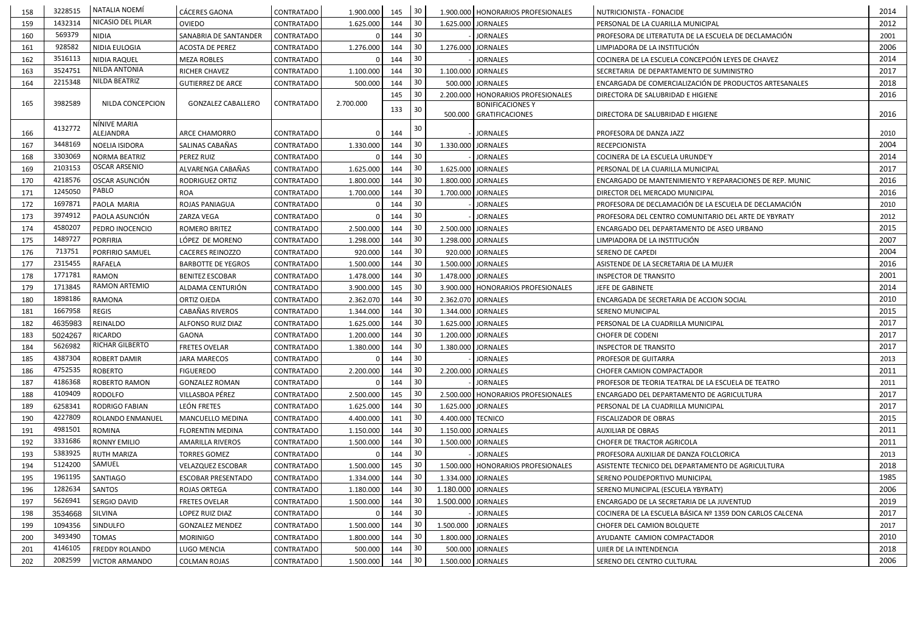| | | | | | | | | | | | |
|---|---|---|---|---|---|---|---|---|---|---|---|
| 158 | 3228515 | NATALIA NOEMÍ | CÁCERES GAONA | CONTRATADO | 1.900.000 | 145 | 30 | 1.900.000 | HONORARIOS PROFESIONALES | NUTRICIONISTA - FONACIDE | 2014 |
| 159 | 1432314 | NICASIO DEL PILAR | OVIEDO | CONTRATADO | 1.625.000 | 144 | 30 | 1.625.000 | JORNALES | PERSONAL DE LA CUARILLA MUNICIPAL | 2012 |
| 160 | 569379 | NIDIA | SANABRIA DE SANTANDER | CONTRATADO | 0 | 144 | 30 | - | JORNALES | PROFESORA DE LITERATUTA DE LA ESCUELA DE DECLAMACIÓN | 2001 |
| 161 | 928582 | NIDIA EULOGIA | ACOSTA DE PEREZ | CONTRATADO | 1.276.000 | 144 | 30 | 1.276.000 | JORNALES | LIMPIADORA DE LA INSTITUCIÓN | 2006 |
| 162 | 3516113 | NIDIA RAQUEL | MEZA ROBLES | CONTRATADO | 0 | 144 | 30 | - | JORNALES | COCINERA DE LA ESCUELA CONCEPCIÓN LEYES DE CHAVEZ | 2014 |
| 163 | 3524751 | NILDA ANTONIA | RICHER CHAVEZ | CONTRATADO | 1.100.000 | 144 | 30 | 1.100.000 | JORNALES | SECRETARIA DE DEPARTAMENTO DE SUMINISTRO | 2017 |
| 164 | 2215348 | NILDA BEATRIZ | GUTIERREZ DE ARCE | CONTRATADO | 500.000 | 144 | 30 | 500.000 | JORNALES | ENCARGADA DE COMERCIALIZACIÓN DE PRODUCTOS ARTESANALES | 2018 |
| 165 | 3982589 | NILDA CONCEPCION | GONZALEZ CABALLERO | CONTRATADO | 2.700.000 | 145 | 30 | 2.200.000 | HONORARIOS PROFESIONALES | DIRECTORA DE SALUBRIDAD E HIGIENE | 2016 |
| | | | | | | 133 | 30 | 500.000 | BONIFICACIONES Y GRATIFICACIONES | DIRECTORA DE SALUBRIDAD E HIGIENE | 2016 |
| 166 | 4132772 | NÍNIVE MARIA ALEJANDRA | ARCE CHAMORRO | CONTRATADO | 0 | 144 | 30 | - | JORNALES | PROFESORA DE DANZA JAZZ | 2010 |
| 167 | 3448169 | NOELIA ISIDORA | SALINAS CABAÑAS | CONTRATADO | 1.330.000 | 144 | 30 | 1.330.000 | JORNALES | RECEPCIONISTA | 2004 |
| 168 | 3303069 | NORMA BEATRIZ | PEREZ RUIZ | CONTRATADO | 0 | 144 | 30 | - | JORNALES | COCINERA DE LA ESCUELA URUNDE'Y | 2014 |
| 169 | 2103153 | OSCAR ARSENIO | ALVARENGA CABAÑAS | CONTRATADO | 1.625.000 | 144 | 30 | 1.625.000 | JORNALES | PERSONAL DE LA CUARILLA MUNICIPAL | 2017 |
| 170 | 4218576 | OSCAR ASUNCIÓN | RODRIGUEZ ORTIZ | CONTRATADO | 1.800.000 | 144 | 30 | 1.800.000 | JORNALES | ENCARGADO DE MANTENIMIENTO Y REPARACIONES DE REP. MUNIC | 2016 |
| 171 | 1245050 | PABLO | ROA | CONTRATADO | 1.700.000 | 144 | 30 | 1.700.000 | JORNALES | DIRECTOR DEL MERCADO MUNICIPAL | 2016 |
| 172 | 1697871 | PAOLA MARIA | ROJAS PANIAGUA | CONTRATADO | 0 | 144 | 30 | - | JORNALES | PROFESORA DE DECLAMACIÓN DE LA ESCUELA DE DECLAMACIÓN | 2010 |
| 173 | 3974912 | PAOLA ASUNCIÓN | ZARZA VEGA | CONTRATADO | 0 | 144 | 30 | - | JORNALES | PROFESORA DEL CENTRO COMUNITARIO DEL ARTE DE YBYRATY | 2012 |
| 174 | 4580207 | PEDRO INOCENCIO | ROMERO BRITEZ | CONTRATADO | 2.500.000 | 144 | 30 | 2.500.000 | JORNALES | ENCARGADO DEL DEPARTAMENTO DE ASEO URBANO | 2015 |
| 175 | 1489727 | PORFIRIA | LÓPEZ DE MORENO | CONTRATADO | 1.298.000 | 144 | 30 | 1.298.000 | JORNALES | LIMPIADORA DE LA INSTITUCIÓN | 2007 |
| 176 | 713751 | PORFIRIO SAMUEL | CACERES REINOZZO | CONTRATADO | 920.000 | 144 | 30 | 920.000 | JORNALES | SERENO DE CAPEDI | 2004 |
| 177 | 2315455 | RAFAELA | BARBOTTE DE YEGROS | CONTRATADO | 1.500.000 | 144 | 30 | 1.500.000 | JORNALES | ASISTENDE DE LA SECRETARIA DE LA MUJER | 2016 |
| 178 | 1771781 | RAMON | BENITEZ ESCOBAR | CONTRATADO | 1.478.000 | 144 | 30 | 1.478.000 | JORNALES | INSPECTOR DE TRANSITO | 2001 |
| 179 | 1713845 | RAMON ARTEMIO | ALDAMA CENTURIÓN | CONTRATADO | 3.900.000 | 145 | 30 | 3.900.000 | HONORARIOS PROFESIONALES | JEFE DE GABINETE | 2014 |
| 180 | 1898186 | RAMONA | ORTIZ OJEDA | CONTRATADO | 2.362.070 | 144 | 30 | 2.362.070 | JORNALES | ENCARGADA DE SECRETARIA DE ACCION SOCIAL | 2010 |
| 181 | 1667958 | REGIS | CABAÑAS RIVEROS | CONTRATADO | 1.344.000 | 144 | 30 | 1.344.000 | JORNALES | SERENO MUNICIPAL | 2015 |
| 182 | 4635983 | REINALDO | ALFONSO RUIZ DIAZ | CONTRATADO | 1.625.000 | 144 | 30 | 1.625.000 | JORNALES | PERSONAL DE LA CUADRILLA MUNICIPAL | 2017 |
| 183 | 5024267 | RICARDO | GAONA | CONTRATADO | 1.200.000 | 144 | 30 | 1.200.000 | JORNALES | CHOFER DE CODENI | 2017 |
| 184 | 5626982 | RICHAR GILBERTO | FRETES OVELAR | CONTRATADO | 1.380.000 | 144 | 30 | 1.380.000 | JORNALES | INSPECTOR DE TRANSITO | 2017 |
| 185 | 4387304 | ROBERT DAMIR | JARA MARECOS | CONTRATADO | 0 | 144 | 30 | - | JORNALES | PROFESOR DE GUITARRA | 2013 |
| 186 | 4752535 | ROBERTO | FIGUEREDO | CONTRATADO | 2.200.000 | 144 | 30 | 2.200.000 | JORNALES | CHOFER CAMION COMPACTADOR | 2011 |
| 187 | 4186368 | ROBERTO RAMON | GONZALEZ ROMAN | CONTRATADO | 0 | 144 | 30 | - | JORNALES | PROFESOR DE TEORIA TEATRAL DE LA ESCUELA DE TEATRO | 2011 |
| 188 | 4109409 | RODOLFO | VILLASBOA PÉREZ | CONTRATADO | 2.500.000 | 145 | 30 | 2.500.000 | HONORARIOS PROFESIONALES | ENCARGADO DEL DEPARTAMENTO DE AGRICULTURA | 2017 |
| 189 | 6258341 | RODRIGO FABIAN | LEÓN FRETES | CONTRATADO | 1.625.000 | 144 | 30 | 1.625.000 | JORNALES | PERSONAL DE LA CUADRILLA MUNICIPAL | 2017 |
| 190 | 4227809 | ROLANDO ENMANUEL | MANCUELLO MEDINA | CONTRATADO | 4.400.000 | 141 | 30 | 4.400.000 | TECNICO | FISCALIZADOR DE OBRAS | 2015 |
| 191 | 4981501 | ROMINA | FLORENTIN MEDINA | CONTRATADO | 1.150.000 | 144 | 30 | 1.150.000 | JORNALES | AUXILIAR DE OBRAS | 2011 |
| 192 | 3331686 | RONNY EMILIO | AMARILLA RIVEROS | CONTRATADO | 1.500.000 | 144 | 30 | 1.500.000 | JORNALES | CHOFER DE TRACTOR AGRICOLA | 2011 |
| 193 | 5383925 | RUTH MARIZA | TORRES GOMEZ | CONTRATADO | 0 | 144 | 30 | - | JORNALES | PROFESORA AUXILIAR DE DANZA FOLCLORICA | 2013 |
| 194 | 5124200 | SAMUEL | VELAZQUEZ ESCOBAR | CONTRATADO | 1.500.000 | 145 | 30 | 1.500.000 | HONORARIOS PROFESIONALES | ASISTENTE TECNICO DEL DEPARTAMENTO DE AGRICULTURA | 2018 |
| 195 | 1961195 | SANTIAGO | ESCOBAR PRESENTADO | CONTRATADO | 1.334.000 | 144 | 30 | 1.334.000 | JORNALES | SERENO POLIDEPORTIVO MUNICIPAL | 1985 |
| 196 | 1282634 | SANTOS | ROJAS ORTEGA | CONTRATADO | 1.180.000 | 144 | 30 | 1.180.000 | JORNALES | SERENO MUNICIPAL (ESCUELA YBYRATY) | 2006 |
| 197 | 5626941 | SERGIO DAVID | FRETES OVELAR | CONTRATADO | 1.500.000 | 144 | 30 | 1.500.000 | JORNALES | ENCARGADO DE LA SECRETARIA DE LA JUVENTUD | 2019 |
| 198 | 3534668 | SILVINA | LOPEZ RUIZ DIAZ | CONTRATADO | 0 | 144 | 30 | - | JORNALES | COCINERA DE LA ESCUELA BÁSICA Nº 1359 DON CARLOS CALCENA | 2017 |
| 199 | 1094356 | SINDULFO | GONZALEZ MENDEZ | CONTRATADO | 1.500.000 | 144 | 30 | 1.500.000 | JORNALES | CHOFER DEL CAMION BOLQUETE | 2017 |
| 200 | 3493490 | TOMAS | MORINIGO | CONTRATADO | 1.800.000 | 144 | 30 | 1.800.000 | JORNALES | AYUDANTE CAMION COMPACTADOR | 2010 |
| 201 | 4146105 | FREDDY ROLANDO | LUGO MENCIA | CONTRATADO | 500.000 | 144 | 30 | 500.000 | JORNALES | UJIER DE LA INTENDENCIA | 2018 |
| 202 | 2082599 | VICTOR ARMANDO | COLMAN ROJAS | CONTRATADO | 1.500.000 | 144 | 30 | 1.500.000 | JORNALES | SERENO DEL CENTRO CULTURAL | 2006 |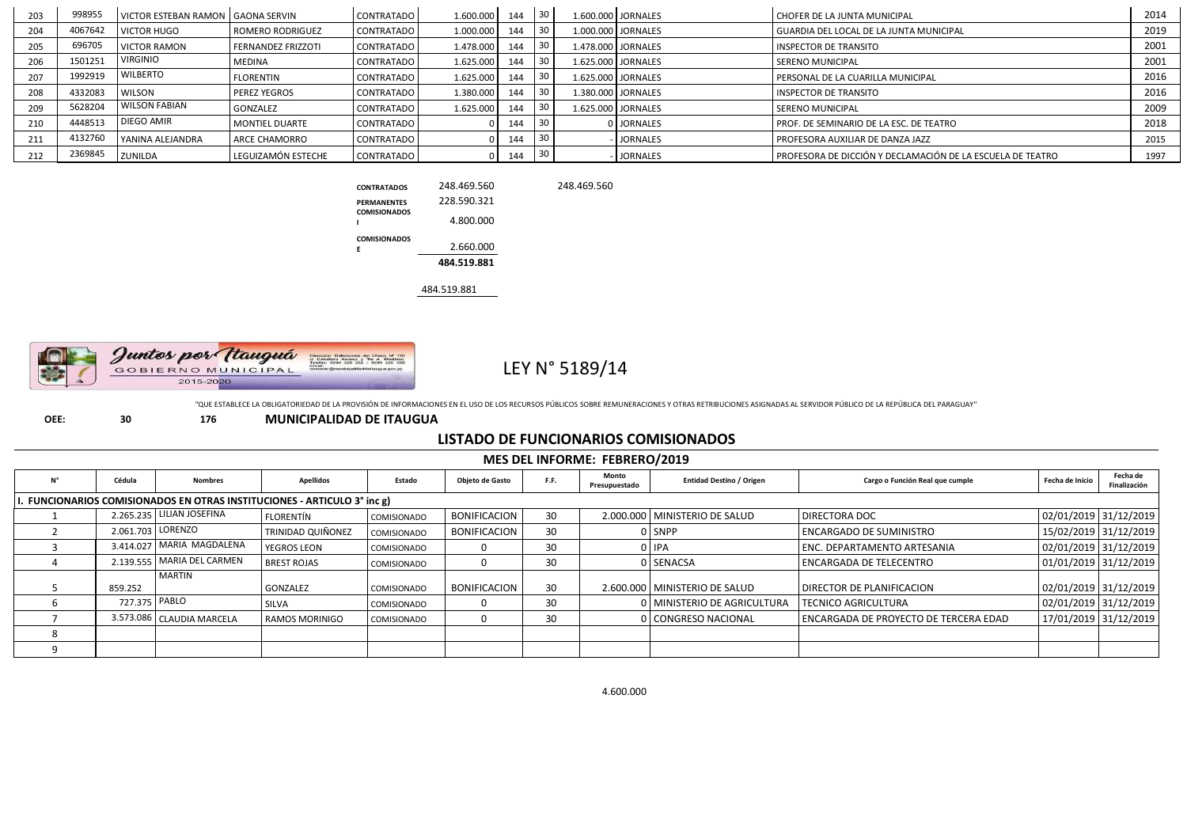| | | | | | | | | | | | |
|---|---|---|---|---|---|---|---|---|---|---|---|
| 203 | 998955 | VICTOR ESTEBAN RAMON | GAONA SERVIN | CONTRATADO | 1.600.000 | 144 | 30 | 1.600.000 | JORNALES | CHOFER DE LA JUNTA MUNICIPAL | 2014 |
| 204 | 4067642 | VICTOR HUGO | ROMERO RODRIGUEZ | CONTRATADO | 1.000.000 | 144 | 30 | 1.000.000 | JORNALES | GUARDIA DEL LOCAL DE LA JUNTA MUNICIPAL | 2019 |
| 205 | 696705 | VICTOR RAMON | FERNANDEZ FRIZZOTI | CONTRATADO | 1.478.000 | 144 | 30 | 1.478.000 | JORNALES | INSPECTOR DE TRANSITO | 2001 |
| 206 | 1501251 | VIRGINIO | MEDINA | CONTRATADO | 1.625.000 | 144 | 30 | 1.625.000 | JORNALES | SERENO MUNICIPAL | 2001 |
| 207 | 1992919 | WILBERTO | FLORENTIN | CONTRATADO | 1.625.000 | 144 | 30 | 1.625.000 | JORNALES | PERSONAL DE LA CUARILLA MUNICIPAL | 2016 |
| 208 | 4332083 | WILSON | PEREZ YEGROS | CONTRATADO | 1.380.000 | 144 | 30 | 1.380.000 | JORNALES | INSPECTOR DE TRANSITO | 2016 |
| 209 | 5628204 | WILSON FABIAN | GONZALEZ | CONTRATADO | 1.625.000 | 144 | 30 | 1.625.000 | JORNALES | SERENO MUNICIPAL | 2009 |
| 210 | 4448513 | DIEGO AMIR | MONTIEL DUARTE | CONTRATADO | 0 | 144 | 30 | 0 | JORNALES | PROF. DE SEMINARIO DE LA ESC. DE TEATRO | 2018 |
| 211 | 4132760 | YANINA ALEJANDRA | ARCE CHAMORRO | CONTRATADO | 0 | 144 | 30 | - | JORNALES | PROFESORA AUXILIAR DE DANZA JAZZ | 2015 |
| 212 | 2369845 | ZUNILDA | LEGUIZAMÓN ESTECHE | CONTRATADO | 0 | 144 | 30 | - | JORNALES | PROFESORA DE DICCIÓN Y DECLAMACIÓN DE LA ESCUELA DE TEATRO | 1997 |

| | | |
|---|---|---|
| CONTRATADOS | 248.469.560 | 248.469.560 |
| PERMANENTES | 228.590.321 | |
| COMISIONADOS I | 4.800.000 | |
| COMISIONADOS E | 2.660.000 | |
| | **484.519.881** | |

484.519.881

Juntos por Itauguá
GOBIERNO MUNICIPAL
2015-2020

# LEY N° 5189/14

"QUE ESTABLECE LA OBLIGATORIEDAD DE LA PROVISIÓN DE INFORMACIONES EN EL USO DE LOS RECURSOS PÚBLICOS SOBRE REMUNERACIONES Y OTRAS RETRIBUCIONES ASIGNADAS AL SERVIDOR PÚBLICO DE LA REPÚBLICA DEL PARAGUAY"

**OEE: 30 176 MUNICIPALIDAD DE ITAUGUA**

## LISTADO DE FUNCIONARIOS COMISIONADOS

### MES DEL INFORME: FEBRERO/2019

| N° | Cédula | Nombres | Apellidos | Estado | Objeto de Gasto | F.F. | Monto Presupuestado | Entidad Destino / Origen | Cargo o Función Real que cumple | Fecha de Inicio | Fecha de Finalización |
|---|---|---|---|---|---|---|---|---|---|---|---|
| I. FUNCIONARIOS COMISIONADOS EN OTRAS INSTITUCIONES - ARTICULO 3° inc g) | | | | | | | | | | | |
| 1 | 2.265.235 | LILIAN JOSEFINA | FLORENTÍN | COMISIONADO | BONIFICACION | 30 | 2.000.000 | MINISTERIO DE SALUD | DIRECTORA DOC | 02/01/2019 | 31/12/2019 |
| 2 | 2.061.703 | LORENZO | TRINIDAD QUIÑONEZ | COMISIONADO | BONIFICACION | 30 | 0 | SNPP | ENCARGADO DE SUMINISTRO | 15/02/2019 | 31/12/2019 |
| 3 | 3.414.027 | MARIA MAGDALENA | YEGROS LEON | COMISIONADO | 0 | 30 | 0 | IPA | ENC. DEPARTAMENTO ARTESANIA | 02/01/2019 | 31/12/2019 |
| 4 | 2.139.555 | MARIA DEL CARMEN | BREST ROJAS | COMISIONADO | 0 | 30 | 0 | SENACSA | ENCARGADA DE TELECENTRO | 01/01/2019 | 31/12/2019 |
| 5 | 859.252 | MARTIN | GONZALEZ | COMISIONADO | BONIFICACION | 30 | 2.600.000 | MINISTERIO DE SALUD | DIRECTOR DE PLANIFICACION | 02/01/2019 | 31/12/2019 |
| 6 | 727.375 | PABLO | SILVA | COMISIONADO | 0 | 30 | 0 | MINISTERIO DE AGRICULTURA | TECNICO AGRICULTURA | 02/01/2019 | 31/12/2019 |
| 7 | 3.573.086 | CLAUDIA MARCELA | RAMOS MORINIGO | COMISIONADO | 0 | 30 | 0 | CONGRESO NACIONAL | ENCARGADA DE PROYECTO DE TERCERA EDAD | 17/01/2019 | 31/12/2019 |
| 8 | | | | | | | | | | | |
| 9 | | | | | | | | | | | |

4.600.000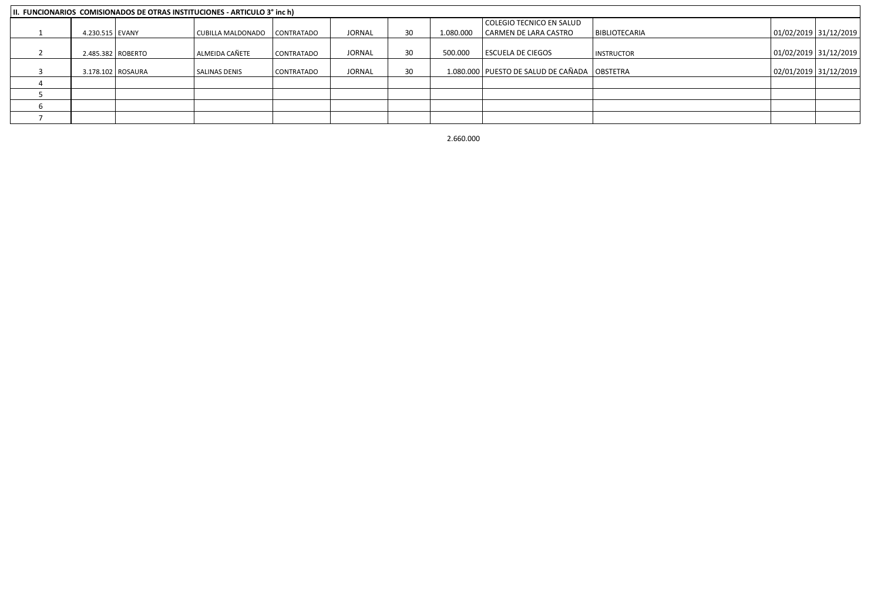| II. FUNCIONARIOS COMISIONADOS DE OTRAS INSTITUCIONES - ARTICULO 3° inc h) | | | | | | | | | | | |
|---|---|---|---|---|---|---|---|---|---|---|---|
| 1 | 4.230.515 | EVANY | CUBILLA MALDONADO | CONTRATADO | JORNAL | 30 | 1.080.000 | COLEGIO TECNICO EN SALUD CARMEN DE LARA CASTRO | BIBLIOTECARIA | 01/02/2019 | 31/12/2019 |
| 2 | 2.485.382 | ROBERTO | ALMEIDA CAÑETE | CONTRATADO | JORNAL | 30 | 500.000 | ESCUELA DE CIEGOS | INSTRUCTOR | 01/02/2019 | 31/12/2019 |
| 3 | 3.178.102 | ROSAURA | SALINAS DENIS | CONTRATADO | JORNAL | 30 | 1.080.000 | PUESTO DE SALUD DE CAÑADA | OBSTETRA | 02/01/2019 | 31/12/2019 |
| 4 | | | | | | | | | | | |
| 5 | | | | | | | | | | | |
| 6 | | | | | | | | | | | |
| 7 | | | | | | | | | | | |
| | | | | | | | 2.660.000 | | | | |